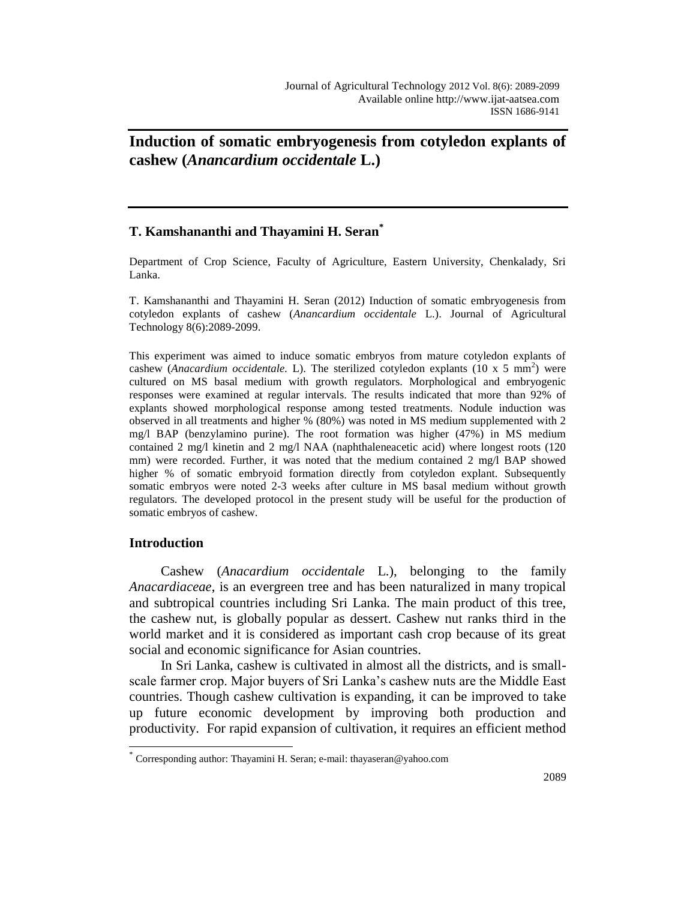# Induction of somatic embryogenesis from cotyledon explants of cashew (*Anancardium occidentale* L.)

## T. Kamshananthi and Thayamini H. Seran*

Department of Crop Science, Faculty of Agriculture, Eastern University, Chenkalady, Sri Lanka.

T. Kamshananthi and Thayamini H. Seran (2012) Induction of somatic embryogenesis from cotyledon explants of cashew (*Anancardium occidentale* L.). Journal of Agricultural Technology 8(6):2089-2099.

This experiment was aimed to induce somatic embryos from mature cotyledon explants of cashew (*Anacardium occidentale.* L). The sterilized cotyledon explants (10 x 5 $mm^2$) were cultured on MS basal medium with growth regulators. Morphological and embryogenic responses were examined at regular intervals. The results indicated that more than 92% of explants showed morphological response among tested treatments. Nodule induction was observed in all treatments and higher % (80%) was noted in MS medium supplemented with 2 mg/l BAP (benzylamino purine). The root formation was higher (47%) in MS medium contained 2 mg/l kinetin and 2 mg/l NAA (naphthaleneacetic acid) where longest roots (120 mm) were recorded. Further, it was noted that the medium contained 2 mg/l BAP showed higher % of somatic embryoid formation directly from cotyledon explant. Subsequently somatic embryos were noted 2-3 weeks after culture in MS basal medium without growth regulators. The developed protocol in the present study will be useful for the production of somatic embryos of cashew.

## Introduction

Cashew (*Anacardium occidentale* L.), belonging to the family *Anacardiaceae*, is an evergreen tree and has been naturalized in many tropical and subtropical countries including Sri Lanka. The main product of this tree, the cashew nut, is globally popular as dessert. Cashew nut ranks third in the world market and it is considered as important cash crop because of its great social and economic significance for Asian countries.

In Sri Lanka, cashew is cultivated in almost all the districts, and is small-scale farmer crop. Major buyers of Sri Lanka's cashew nuts are the Middle East countries. Though cashew cultivation is expanding, it can be improved to take up future economic development by improving both production and productivity. For rapid expansion of cultivation, it requires an efficient method

* Corresponding author: Thayamini H. Seran; e-mail: thayaseran@yahoo.com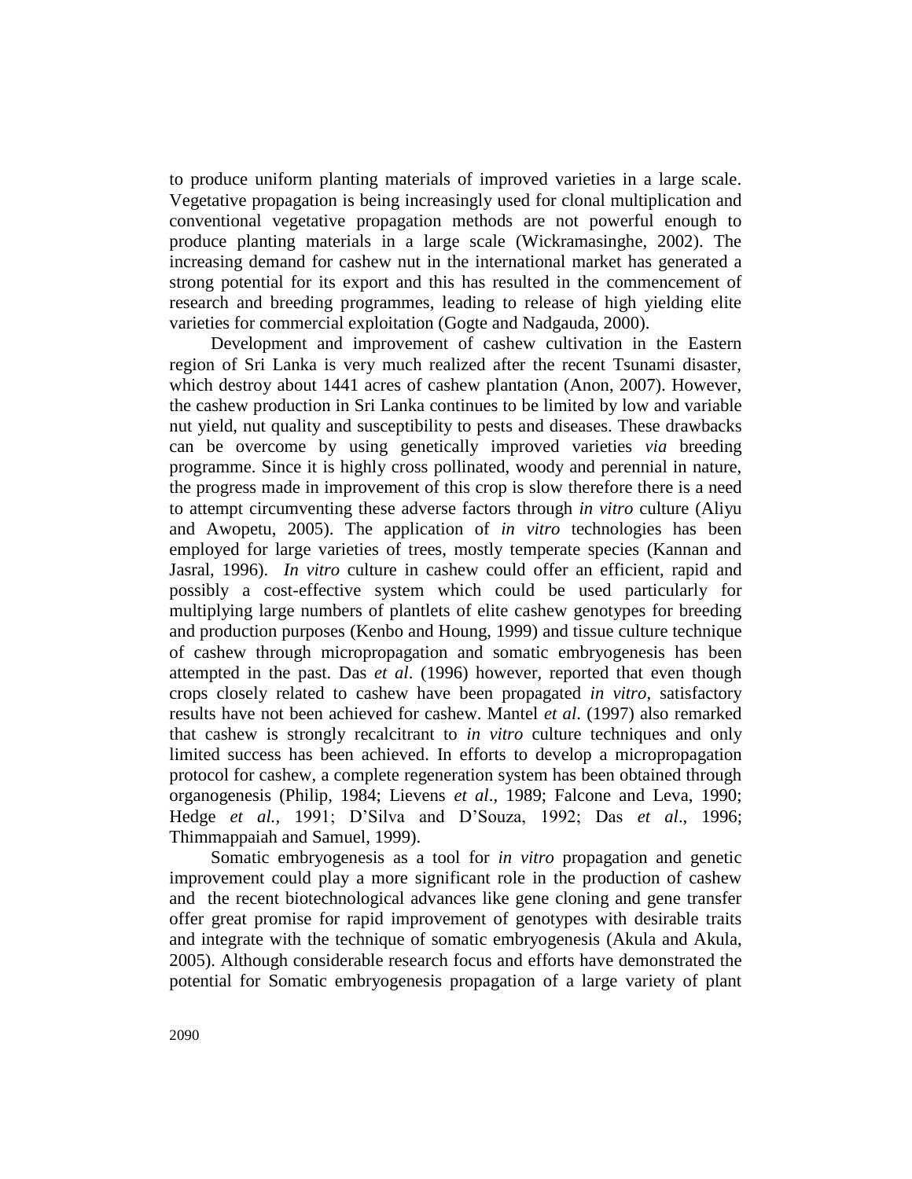to produce uniform planting materials of improved varieties in a large scale. Vegetative propagation is being increasingly used for clonal multiplication and conventional vegetative propagation methods are not powerful enough to produce planting materials in a large scale (Wickramasinghe, 2002). The increasing demand for cashew nut in the international market has generated a strong potential for its export and this has resulted in the commencement of research and breeding programmes, leading to release of high yielding elite varieties for commercial exploitation (Gogte and Nadgauda, 2000).

Development and improvement of cashew cultivation in the Eastern region of Sri Lanka is very much realized after the recent Tsunami disaster, which destroy about 1441 acres of cashew plantation (Anon, 2007). However, the cashew production in Sri Lanka continues to be limited by low and variable nut yield, nut quality and susceptibility to pests and diseases. These drawbacks can be overcome by using genetically improved varieties *via* breeding programme. Since it is highly cross pollinated, woody and perennial in nature, the progress made in improvement of this crop is slow therefore there is a need to attempt circumventing these adverse factors through *in vitro* culture (Aliyu and Awopetu, 2005). The application of *in vitro* technologies has been employed for large varieties of trees, mostly temperate species (Kannan and Jasral, 1996). *In vitro* culture in cashew could offer an efficient, rapid and possibly a cost-effective system which could be used particularly for multiplying large numbers of plantlets of elite cashew genotypes for breeding and production purposes (Kenbo and Houng, 1999) and tissue culture technique of cashew through micropropagation and somatic embryogenesis has been attempted in the past. Das *et al*. (1996) however, reported that even though crops closely related to cashew have been propagated *in vitro*, satisfactory results have not been achieved for cashew. Mantel *et al*. (1997) also remarked that cashew is strongly recalcitrant to *in vitro* culture techniques and only limited success has been achieved. In efforts to develop a micropropagation protocol for cashew, a complete regeneration system has been obtained through organogenesis (Philip, 1984; Lievens *et al*., 1989; Falcone and Leva, 1990; Hedge *et al.,* 1991; D'Silva and D'Souza, 1992; Das *et al*., 1996; Thimmappaiah and Samuel, 1999).

Somatic embryogenesis as a tool for *in vitro* propagation and genetic improvement could play a more significant role in the production of cashew and the recent biotechnological advances like gene cloning and gene transfer offer great promise for rapid improvement of genotypes with desirable traits and integrate with the technique of somatic embryogenesis (Akula and Akula, 2005). Although considerable research focus and efforts have demonstrated the potential for Somatic embryogenesis propagation of a large variety of plant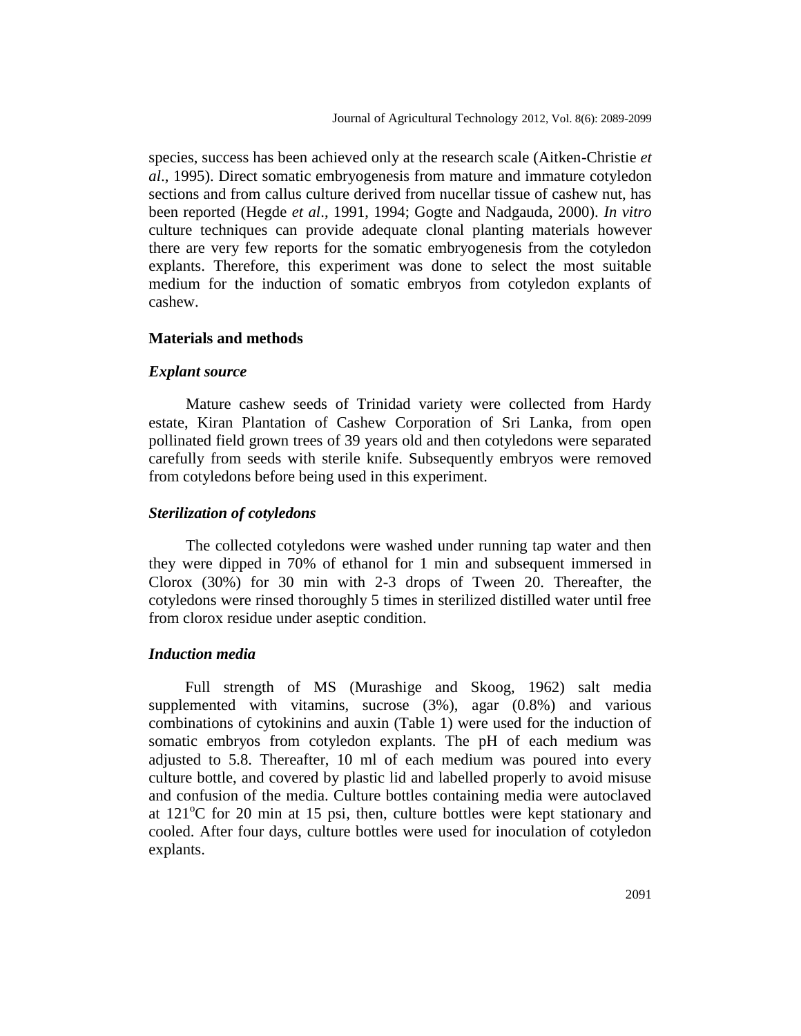species, success has been achieved only at the research scale (Aitken-Christie *et al*., 1995). Direct somatic embryogenesis from mature and immature cotyledon sections and from callus culture derived from nucellar tissue of cashew nut, has been reported (Hegde *et al*., 1991, 1994; Gogte and Nadgauda, 2000). *In vitro* culture techniques can provide adequate clonal planting materials however there are very few reports for the somatic embryogenesis from the cotyledon explants. Therefore, this experiment was done to select the most suitable medium for the induction of somatic embryos from cotyledon explants of cashew.

## Materials and methods

### *Explant source*

Mature cashew seeds of Trinidad variety were collected from Hardy estate, Kiran Plantation of Cashew Corporation of Sri Lanka, from open pollinated field grown trees of 39 years old and then cotyledons were separated carefully from seeds with sterile knife. Subsequently embryos were removed from cotyledons before being used in this experiment.

### *Sterilization of cotyledons*

The collected cotyledons were washed under running tap water and then they were dipped in 70% of ethanol for 1 min and subsequent immersed in Clorox (30%) for 30 min with 2-3 drops of Tween 20. Thereafter, the cotyledons were rinsed thoroughly 5 times in sterilized distilled water until free from clorox residue under aseptic condition.

### *Induction media*

Full strength of MS (Murashige and Skoog, 1962) salt media supplemented with vitamins, sucrose (3%), agar (0.8%) and various combinations of cytokinins and auxin (Table 1) were used for the induction of somatic embryos from cotyledon explants. The pH of each medium was adjusted to 5.8. Thereafter, 10 ml of each medium was poured into every culture bottle, and covered by plastic lid and labelled properly to avoid misuse and confusion of the media. Culture bottles containing media were autoclaved at 121$^{o}$C for 20 min at 15 psi, then, culture bottles were kept stationary and cooled. After four days, culture bottles were used for inoculation of cotyledon explants.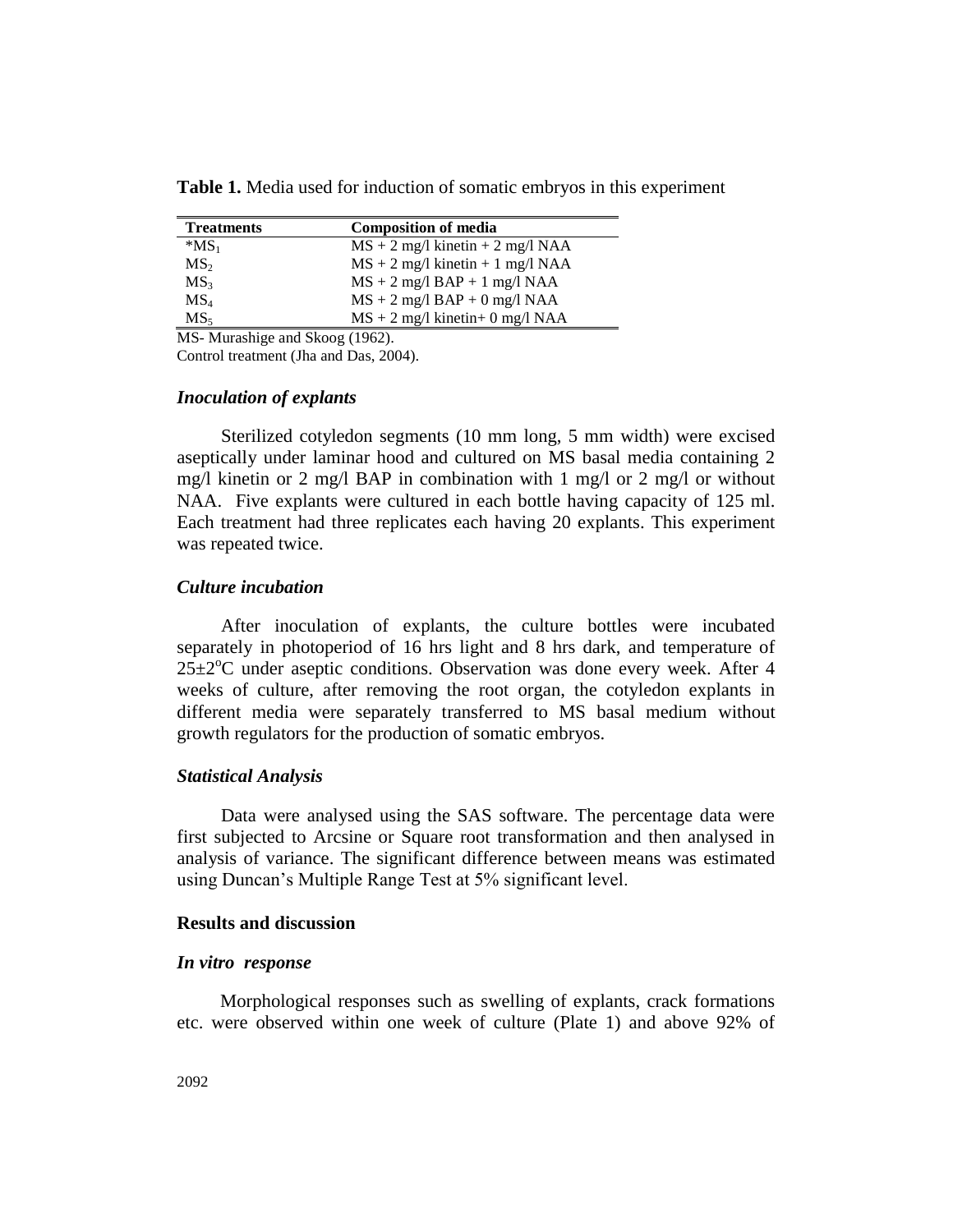**Table 1.** Media used for induction of somatic embryos in this experiment

| Treatments | Composition of media |
|---|---|
| *$MS_1$ | MS + 2 mg/l kinetin + 2 mg/l NAA |
| $MS_2$ | MS + 2 mg/l kinetin + 1 mg/l NAA |
| $MS_3$ | MS + 2 mg/l BAP + 1 mg/l NAA |
| $MS_4$ | MS + 2 mg/l BAP + 0 mg/l NAA |
| $MS_5$ | MS + 2 mg/l kinetin+ 0 mg/l NAA |

MS- Murashige and Skoog (1962).
Control treatment (Jha and Das, 2004).

### *Inoculation of explants*

Sterilized cotyledon segments (10 mm long, 5 mm width) were excised aseptically under laminar hood and cultured on MS basal media containing 2 mg/l kinetin or 2 mg/l BAP in combination with 1 mg/l or 2 mg/l or without NAA. Five explants were cultured in each bottle having capacity of 125 ml. Each treatment had three replicates each having 20 explants. This experiment was repeated twice.

### *Culture incubation*

After inoculation of explants, the culture bottles were incubated separately in photoperiod of 16 hrs light and 8 hrs dark, and temperature of 25±2$^o$C under aseptic conditions. Observation was done every week. After 4 weeks of culture, after removing the root organ, the cotyledon explants in different media were separately transferred to MS basal medium without growth regulators for the production of somatic embryos.

### *Statistical Analysis*

Data were analysed using the SAS software. The percentage data were first subjected to Arcsine or Square root transformation and then analysed in analysis of variance. The significant difference between means was estimated using Duncan's Multiple Range Test at 5% significant level.

## Results and discussion

### *In vitro response*

Morphological responses such as swelling of explants, crack formations etc. were observed within one week of culture (Plate 1) and above 92% of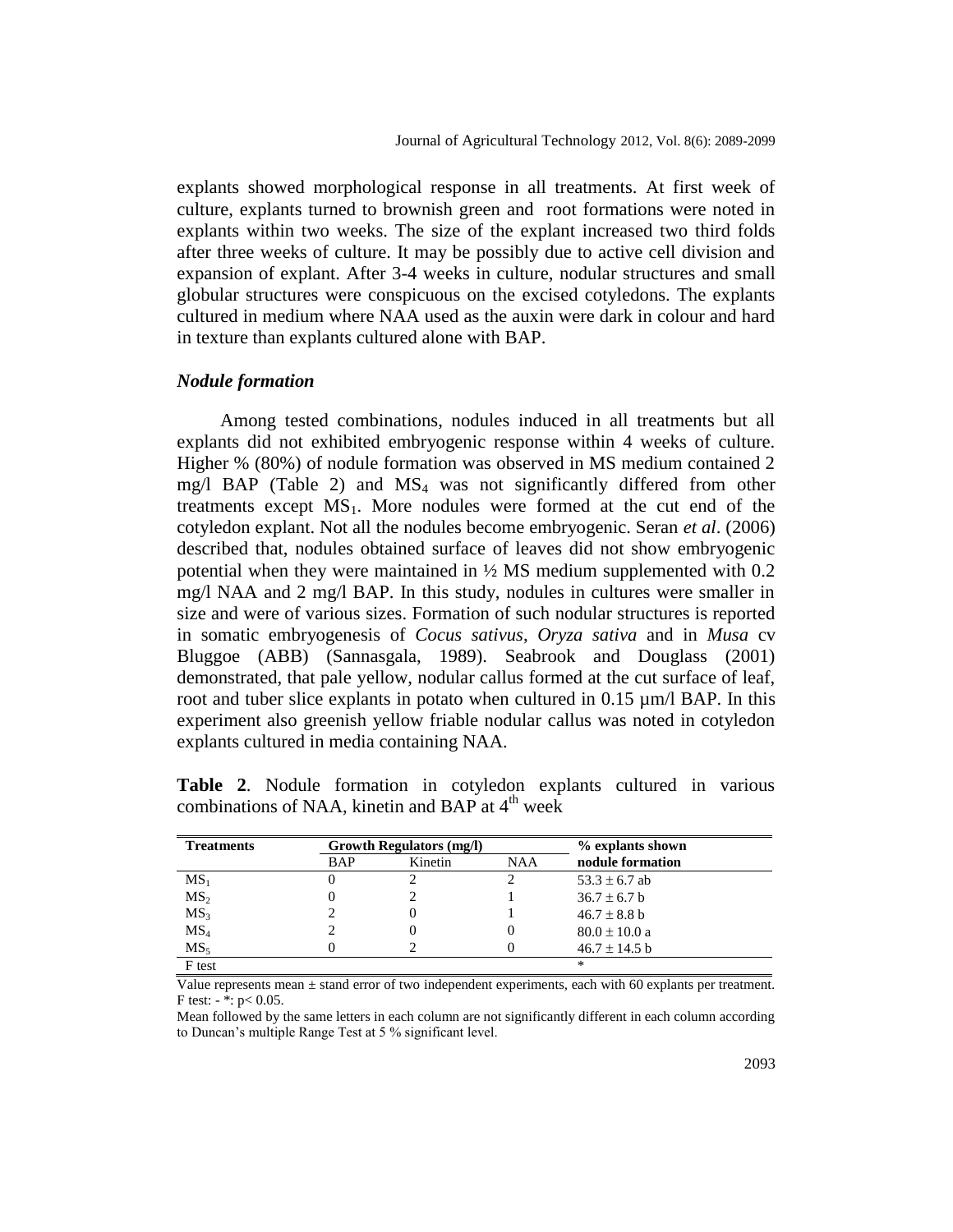explants showed morphological response in all treatments. At first week of culture, explants turned to brownish green and root formations were noted in explants within two weeks. The size of the explant increased two third folds after three weeks of culture. It may be possibly due to active cell division and expansion of explant. After 3-4 weeks in culture, nodular structures and small globular structures were conspicuous on the excised cotyledons. The explants cultured in medium where NAA used as the auxin were dark in colour and hard in texture than explants cultured alone with BAP.

### *Nodule formation*

Among tested combinations, nodules induced in all treatments but all explants did not exhibited embryogenic response within 4 weeks of culture. Higher % (80%) of nodule formation was observed in MS medium contained 2 mg/l BAP (Table 2) and $MS_4$ was not significantly differed from other treatments except $MS_1$. More nodules were formed at the cut end of the cotyledon explant. Not all the nodules become embryogenic. Seran *et al*. (2006) described that, nodules obtained surface of leaves did not show embryogenic potential when they were maintained in ½ MS medium supplemented with 0.2 mg/l NAA and 2 mg/l BAP. In this study, nodules in cultures were smaller in size and were of various sizes. Formation of such nodular structures is reported in somatic embryogenesis of *Cocus sativus*, *Oryza sativa* and in *Musa* cv Bluggoe (ABB) (Sannasgala, 1989). Seabrook and Douglass (2001) demonstrated, that pale yellow, nodular callus formed at the cut surface of leaf, root and tuber slice explants in potato when cultured in 0.15 µm/l BAP. In this experiment also greenish yellow friable nodular callus was noted in cotyledon explants cultured in media containing NAA.

**Table 2**. Nodule formation in cotyledon explants cultured in various combinations of NAA, kinetin and BAP at 4th week

| Treatments | Growth Regulators (mg/l) | | | % explants shown nodule formation |
|---|---|---|---|---|
| | BAP | Kinetin | NAA | |
| $MS_1$ | 0 | 2 | 2 | 53.3 ± 6.7 ab |
| $MS_2$ | 0 | 2 | 1 | 36.7 ± 6.7 b |
| $MS_3$ | 2 | 0 | 1 | 46.7 ± 8.8 b |
| $MS_4$ | 2 | 0 | 0 | 80.0 ± 10.0 a |
| $MS_5$ | 0 | 2 | 0 | 46.7 ± 14.5 b |
| F test | | | | * |

Value represents mean ± stand error of two independent experiments, each with 60 explants per treatment. F test: - *: $p< 0.05$.

Mean followed by the same letters in each column are not significantly different in each column according to Duncan's multiple Range Test at 5 % significant level.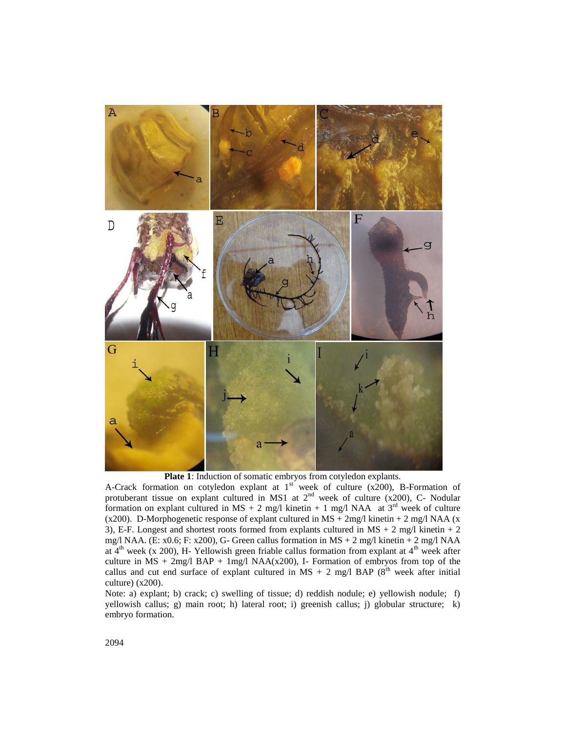**Plate 1**: Induction of somatic embryos from cotyledon explants.

A-Crack formation on cotyledon explant at 1st week of culture (x200), B-Formation of protuberant tissue on explant cultured in MS1 at 2nd week of culture (x200), C- Nodular formation on explant cultured in MS + 2 mg/l kinetin + 1 mg/l NAA at 3rd week of culture (x200). D-Morphogenetic response of explant cultured in MS + 2mg/l kinetin + 2 mg/l NAA (x 3), E-F. Longest and shortest roots formed from explants cultured in MS + 2 mg/l kinetin + 2 mg/l NAA. (E: x0.6; F: x200), G- Green callus formation in MS + 2 mg/l kinetin + 2 mg/l NAA at 4th week (x 200), H- Yellowish green friable callus formation from explant at 4th week after culture in MS + 2mg/l BAP + 1mg/l NAA(x200), I- Formation of embryos from top of the callus and cut end surface of explant cultured in MS + 2 mg/l BAP (8th week after initial culture) (x200).

Note: a) explant; b) crack; c) swelling of tissue; d) reddish nodule; e) yellowish nodule; f) yellowish callus; g) main root; h) lateral root; i) greenish callus; j) globular structure; k) embryo formation.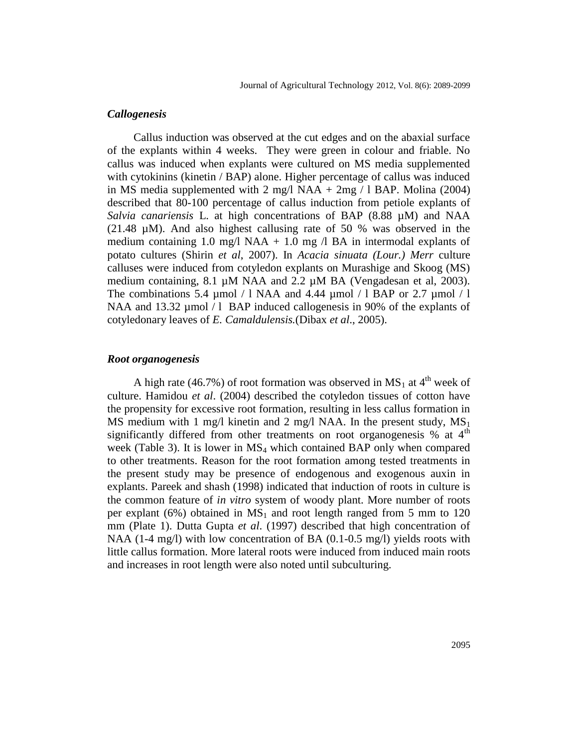### *Callogenesis*

Callus induction was observed at the cut edges and on the abaxial surface of the explants within 4 weeks. They were green in colour and friable. No callus was induced when explants were cultured on MS media supplemented with cytokinins (kinetin / BAP) alone. Higher percentage of callus was induced in MS media supplemented with 2 mg/l NAA + 2mg / l BAP. Molina (2004) described that 80-100 percentage of callus induction from petiole explants of *Salvia canariensis* L. at high concentrations of BAP (8.88 µM) and NAA (21.48 µM). And also highest callusing rate of 50 % was observed in the medium containing 1.0 mg/l NAA + 1.0 mg /l BA in intermodal explants of potato cultures (Shirin *et al*, 2007). In *Acacia sinuata (Lour.) Merr* culture calluses were induced from cotyledon explants on Murashige and Skoog (MS) medium containing, 8.1 µM NAA and 2.2 µM BA (Vengadesan et al, 2003). The combinations 5.4 µmol / l NAA and 4.44 µmol / l BAP or 2.7 µmol / l NAA and 13.32 µmol / l BAP induced callogenesis in 90% of the explants of cotyledonary leaves of *E. Camaldulensis.*(Dibax *et al*., 2005).

### *Root organogenesis*

A high rate (46.7%) of root formation was observed in $MS_1$ at $4^{th}$ week of culture. Hamidou *et al*. (2004) described the cotyledon tissues of cotton have the propensity for excessive root formation, resulting in less callus formation in MS medium with 1 mg/l kinetin and 2 mg/l NAA. In the present study, $MS_1$ significantly differed from other treatments on root organogenesis % at $4^{th}$ week (Table 3). It is lower in $MS_4$ which contained BAP only when compared to other treatments. Reason for the root formation among tested treatments in the present study may be presence of endogenous and exogenous auxin in explants. Pareek and shash (1998) indicated that induction of roots in culture is the common feature of *in vitro* system of woody plant. More number of roots per explant (6%) obtained in $MS_1$ and root length ranged from 5 mm to 120 mm (Plate 1). Dutta Gupta *et al*. (1997) described that high concentration of NAA (1-4 mg/l) with low concentration of BA (0.1-0.5 mg/l) yields roots with little callus formation. More lateral roots were induced from induced main roots and increases in root length were also noted until subculturing.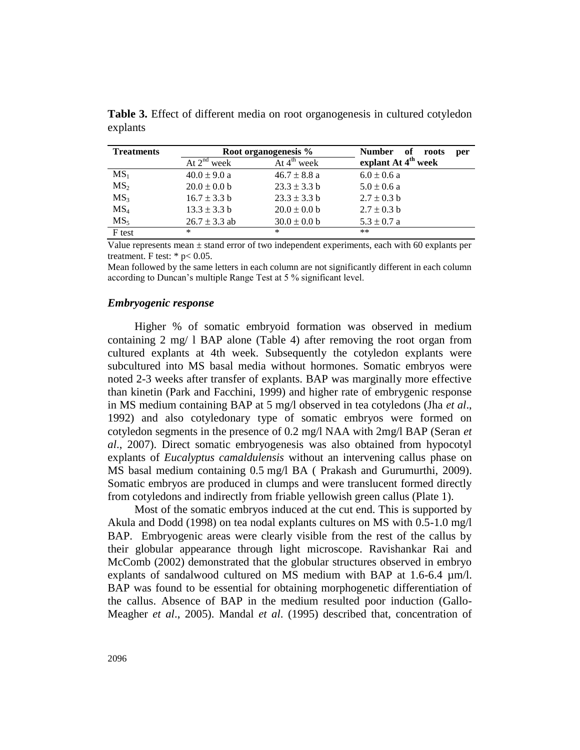**Table 3.** Effect of different media on root organogenesis in cultured cotyledon explants

| Treatments | Root organogenesis % | | Number of roots per explant At $4^{th}$ week |
|---|---|---|---|
| | At $2^{nd}$ week | At $4^{th}$ week | |
| $MS_1$ | 40.0 ± 9.0 a | 46.7 ± 8.8 a | 6.0 ± 0.6 a |
| $MS_2$ | 20.0 ± 0.0 b | 23.3 ± 3.3 b | 5.0 ± 0.6 a |
| $MS_3$ | 16.7 ± 3.3 b | 23.3 ± 3.3 b | 2.7 ± 0.3 b |
| $MS_4$ | 13.3 ± 3.3 b | 20.0 ± 0.0 b | 2.7 ± 0.3 b |
| $MS_5$ | 26.7 ± 3.3 ab | 30.0 ± 0.0 b | 5.3 ± 0.7 a |
| F test | * | * | ** |

Value represents mean ± stand error of two independent experiments, each with 60 explants per treatment. F test: * $p < 0.05$.

Mean followed by the same letters in each column are not significantly different in each column according to Duncan's multiple Range Test at 5 % significant level.

### *Embryogenic response*

Higher % of somatic embryoid formation was observed in medium containing 2 mg/ l BAP alone (Table 4) after removing the root organ from cultured explants at 4th week. Subsequently the cotyledon explants were subcultured into MS basal media without hormones. Somatic embryos were noted 2-3 weeks after transfer of explants. BAP was marginally more effective than kinetin (Park and Facchini, 1999) and higher rate of embrygenic response in MS medium containing BAP at 5 mg/l observed in tea cotyledons (Jha *et al*., 1992) and also cotyledonary type of somatic embryos were formed on cotyledon segments in the presence of 0.2 mg/l NAA with 2mg/l BAP (Seran *et al*., 2007). Direct somatic embryogenesis was also obtained from hypocotyl explants of *Eucalyptus camaldulensis* without an intervening callus phase on MS basal medium containing 0.5 mg/l BA ( Prakash and Gurumurthi, 2009). Somatic embryos are produced in clumps and were translucent formed directly from cotyledons and indirectly from friable yellowish green callus (Plate 1).

Most of the somatic embryos induced at the cut end. This is supported by Akula and Dodd (1998) on tea nodal explants cultures on MS with 0.5-1.0 mg/l BAP. Embryogenic areas were clearly visible from the rest of the callus by their globular appearance through light microscope. Ravishankar Rai and McComb (2002) demonstrated that the globular structures observed in embryo explants of sandalwood cultured on MS medium with BAP at 1.6-6.4 µm/l. BAP was found to be essential for obtaining morphogenetic differentiation of the callus. Absence of BAP in the medium resulted poor induction (Gallo-Meagher *et al*., 2005). Mandal *et al*. (1995) described that, concentration of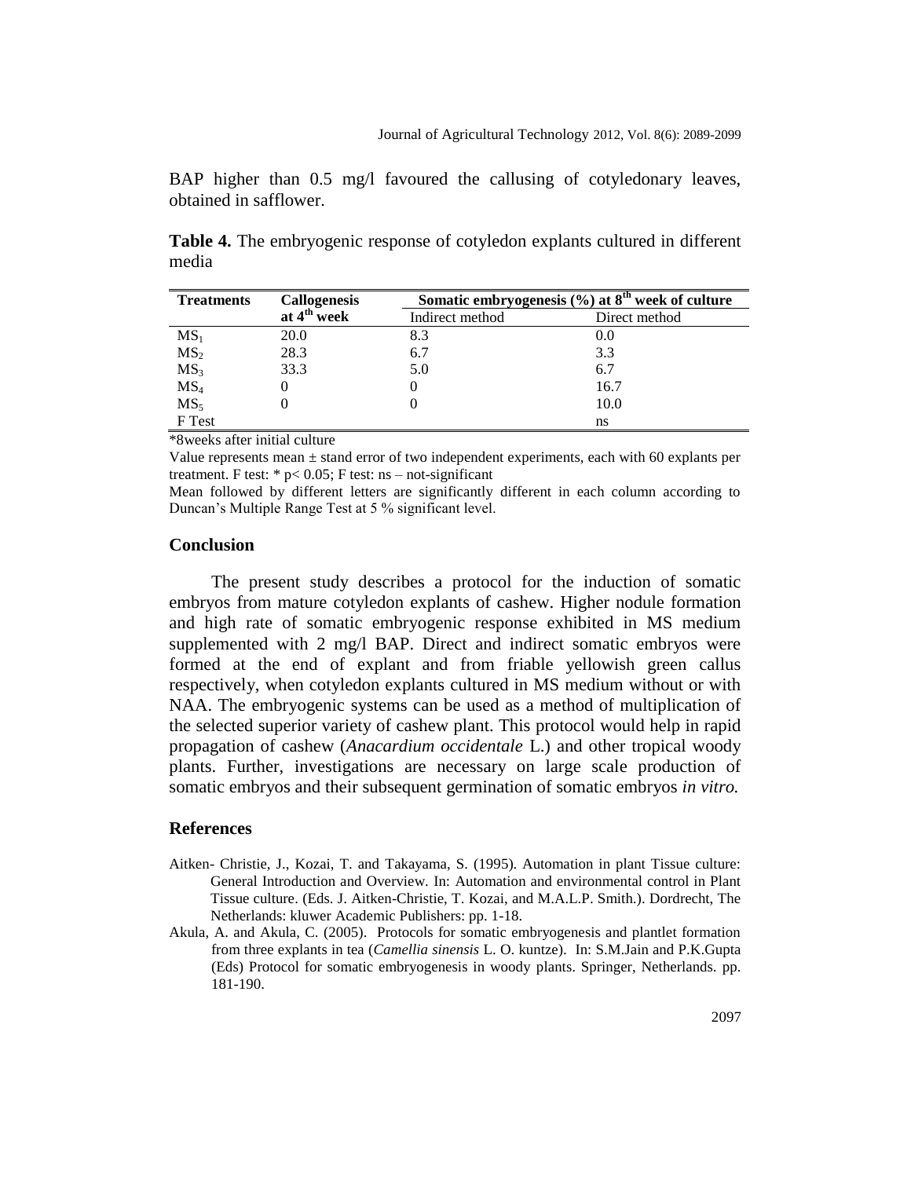BAP higher than 0.5 mg/l favoured the callusing of cotyledonary leaves, obtained in safflower.

**Table 4.** The embryogenic response of cotyledon explants cultured in different media

| **Treatments** | **Callogenesis at 4th week** | **Somatic embryogenesis (%) at 8th week of culture** | |
|---|---|---|---|
| | | Indirect method | Direct method |
| $MS_1$ | 20.0 | 8.3 | 0.0 |
| $MS_2$ | 28.3 | 6.7 | 3.3 |
| $MS_3$ | 33.3 | 5.0 | 6.7 |
| $MS_4$ | 0 | 0 | 16.7 |
| $MS_5$ | 0 | 0 | 10.0 |
| F Test | | | ns |

*8weeks after initial culture

Value represents mean ± stand error of two independent experiments, each with 60 explants per treatment. F test: * $p < 0.05$; F test: ns – not-significant

Mean followed by different letters are significantly different in each column according to Duncan's Multiple Range Test at 5 % significant level.

## Conclusion

The present study describes a protocol for the induction of somatic embryos from mature cotyledon explants of cashew. Higher nodule formation and high rate of somatic embryogenic response exhibited in MS medium supplemented with 2 mg/l BAP. Direct and indirect somatic embryos were formed at the end of explant and from friable yellowish green callus respectively, when cotyledon explants cultured in MS medium without or with NAA. The embryogenic systems can be used as a method of multiplication of the selected superior variety of cashew plant. This protocol would help in rapid propagation of cashew (*Anacardium occidentale* L.) and other tropical woody plants. Further, investigations are necessary on large scale production of somatic embryos and their subsequent germination of somatic embryos *in vitro.*

## References

Aitken- Christie, J., Kozai, T. and Takayama, S. (1995). Automation in plant Tissue culture: General Introduction and Overview. In: Automation and environmental control in Plant Tissue culture. (Eds. J. Aitken-Christie, T. Kozai, and M.A.L.P. Smith.). Dordrecht, The Netherlands: kluwer Academic Publishers: pp. 1-18.

Akula, A. and Akula, C. (2005). Protocols for somatic embryogenesis and plantlet formation from three explants in tea (*Camellia sinensis* L. O. kuntze). In: S.M.Jain and P.K.Gupta (Eds) Protocol for somatic embryogenesis in woody plants. Springer, Netherlands. pp. 181-190.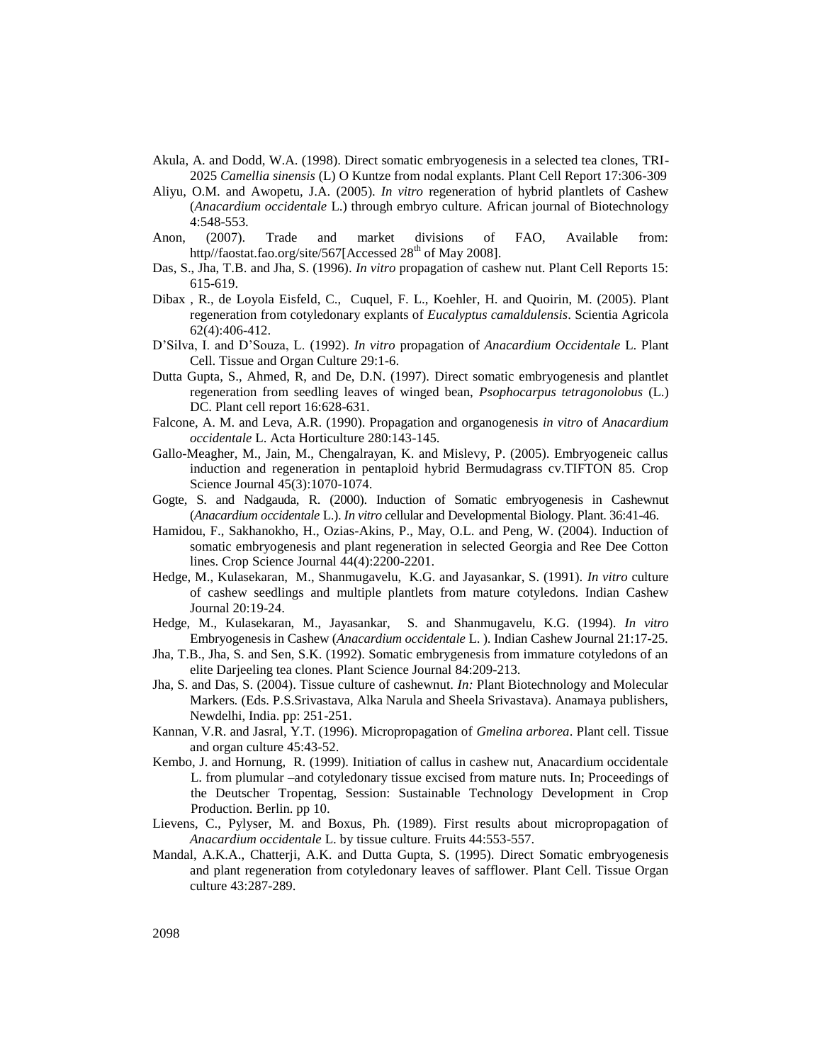Akula, A. and Dodd, W.A. (1998). Direct somatic embryogenesis in a selected tea clones, TRI-2025 *Camellia sinensis* (L) O Kuntze from nodal explants. Plant Cell Report 17:306-309

Aliyu, O.M. and Awopetu, J.A. (2005). *In vitro* regeneration of hybrid plantlets of Cashew (*Anacardium occidentale* L.) through embryo culture. African journal of Biotechnology 4:548-553.

Anon, (2007). Trade and market divisions of FAO, Available from: http//faostat.fao.org/site/567[Accessed 28th of May 2008].

Das, S., Jha, T.B. and Jha, S. (1996). *In vitro* propagation of cashew nut. Plant Cell Reports 15: 615-619.

Dibax , R., de Loyola Eisfeld, C., Cuquel, F. L., Koehler, H. and Quoirin, M. (2005). Plant regeneration from cotyledonary explants of *Eucalyptus camaldulensis*. Scientia Agricola 62(4):406-412.

D'Silva, I. and D'Souza, L. (1992). *In vitro* propagation of *Anacardium Occidentale* L. Plant Cell. Tissue and Organ Culture 29:1-6.

Dutta Gupta, S., Ahmed, R, and De, D.N. (1997). Direct somatic embryogenesis and plantlet regeneration from seedling leaves of winged bean, *Psophocarpus tetragonolobus* (L.) DC. Plant cell report 16:628-631.

Falcone, A. M. and Leva, A.R. (1990). Propagation and organogenesis *in vitro* of *Anacardium occidentale* L. Acta Horticulture 280:143-145.

Gallo-Meagher, M., Jain, M., Chengalrayan, K. and Mislevy, P. (2005). Embryogeneic callus induction and regeneration in pentaploid hybrid Bermudagrass cv.TIFTON 85. Crop Science Journal 45(3):1070-1074.

Gogte, S. and Nadgauda, R. (2000). Induction of Somatic embryogenesis in Cashewnut (*Anacardium occidentale* L.). *In vitro c*ellular and Developmental Biology. Plant. 36:41-46.

Hamidou, F., Sakhanokho, H., Ozias-Akins, P., May, O.L. and Peng, W. (2004). Induction of somatic embryogenesis and plant regeneration in selected Georgia and Ree Dee Cotton lines. Crop Science Journal 44(4):2200-2201.

Hedge, M., Kulasekaran, M., Shanmugavelu, K.G. and Jayasankar, S. (1991). *In vitro* culture of cashew seedlings and multiple plantlets from mature cotyledons. Indian Cashew Journal 20:19-24.

Hedge, M., Kulasekaran, M., Jayasankar, S. and Shanmugavelu, K.G. (1994). *In vitro* Embryogenesis in Cashew (*Anacardium occidentale* L. ). Indian Cashew Journal 21:17-25.

Jha, T.B., Jha, S. and Sen, S.K. (1992). Somatic embrygenesis from immature cotyledons of an elite Darjeeling tea clones. Plant Science Journal 84:209-213.

Jha, S. and Das, S. (2004). Tissue culture of cashewnut. *In:* Plant Biotechnology and Molecular Markers. (Eds. P.S.Srivastava, Alka Narula and Sheela Srivastava). Anamaya publishers, Newdelhi, India. pp: 251-251.

Kannan, V.R. and Jasral, Y.T. (1996). Micropropagation of *Gmelina arborea*. Plant cell. Tissue and organ culture 45:43-52.

Kembo, J. and Hornung, R. (1999). Initiation of callus in cashew nut, Anacardium occidentale L. from plumular –and cotyledonary tissue excised from mature nuts. In; Proceedings of the Deutscher Tropentag, Session: Sustainable Technology Development in Crop Production. Berlin. pp 10.

Lievens, C., Pylyser, M. and Boxus, Ph. (1989). First results about micropropagation of *Anacardium occidentale* L. by tissue culture. Fruits 44:553-557.

Mandal, A.K.A., Chatterji, A.K. and Dutta Gupta, S. (1995). Direct Somatic embryogenesis and plant regeneration from cotyledonary leaves of safflower. Plant Cell. Tissue Organ culture 43:287-289.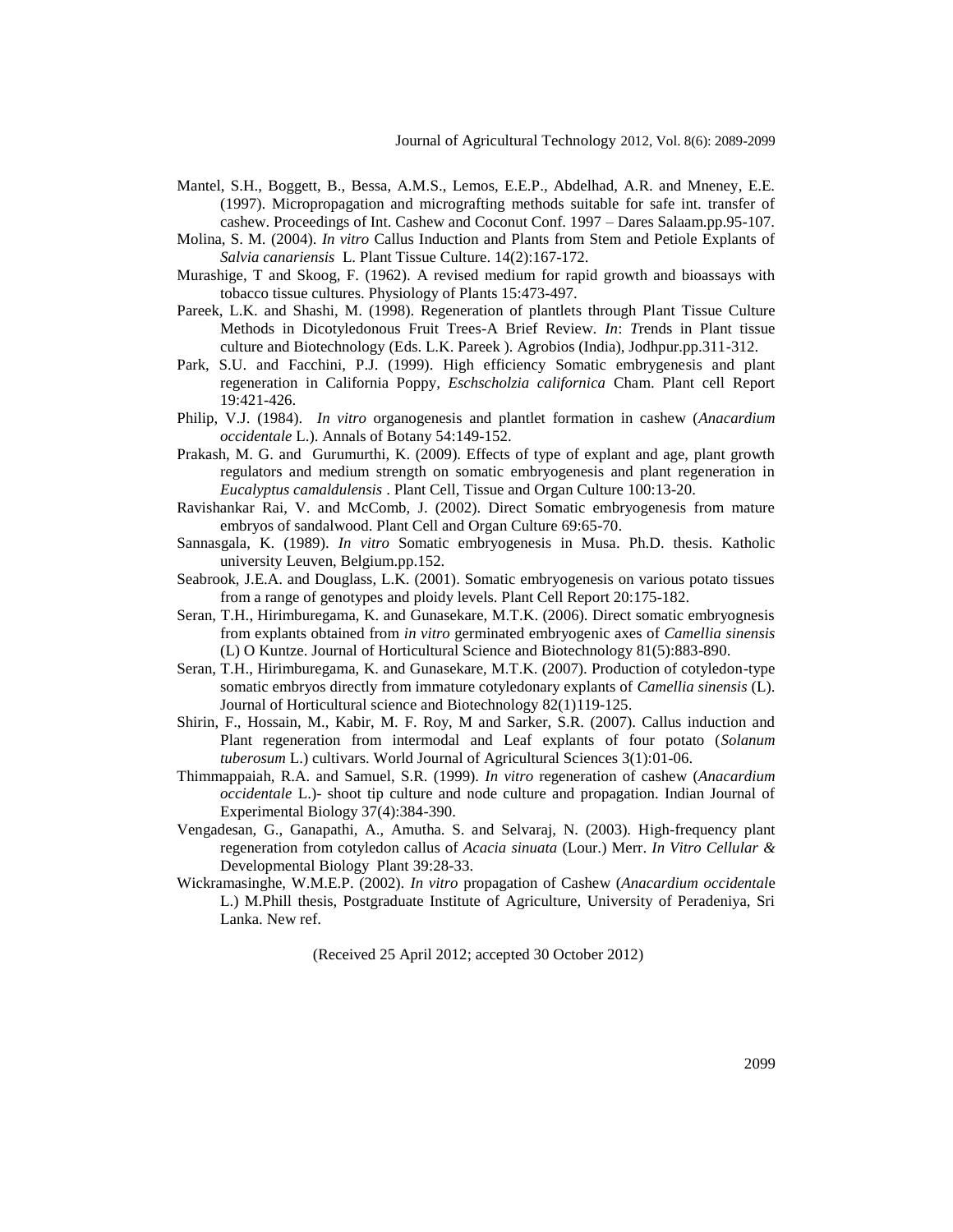Mantel, S.H., Boggett, B., Bessa, A.M.S., Lemos, E.E.P., Abdelhad, A.R. and Mneney, E.E. (1997). Micropropagation and micrografting methods suitable for safe int. transfer of cashew. Proceedings of Int. Cashew and Coconut Conf. 1997 – Dares Salaam.pp.95-107.

Molina, S. M. (2004). *In vitro* Callus Induction and Plants from Stem and Petiole Explants of *Salvia canariensis* L. Plant Tissue Culture. 14(2):167-172.

Murashige, T and Skoog, F. (1962). A revised medium for rapid growth and bioassays with tobacco tissue cultures. Physiology of Plants 15:473-497.

Pareek, L.K. and Shashi, M. (1998). Regeneration of plantlets through Plant Tissue Culture Methods in Dicotyledonous Fruit Trees-A Brief Review. *In*: *T*rends in Plant tissue culture and Biotechnology (Eds. L.K. Pareek ). Agrobios (India), Jodhpur.pp.311-312.

Park, S.U. and Facchini, P.J. (1999). High efficiency Somatic embrygenesis and plant regeneration in California Poppy, *Eschscholzia californica* Cham. Plant cell Report 19:421-426.

Philip, V.J. (1984). *In vitro* organogenesis and plantlet formation in cashew (*Anacardium occidentale* L.). Annals of Botany 54:149-152.

Prakash, M. G. and Gurumurthi, K. (2009). Effects of type of explant and age, plant growth regulators and medium strength on somatic embryogenesis and plant regeneration in *Eucalyptus camaldulensis* . Plant Cell, Tissue and Organ Culture 100:13-20.

Ravishankar Rai, V. and McComb, J. (2002). Direct Somatic embryogenesis from mature embryos of sandalwood. Plant Cell and Organ Culture 69:65-70.

Sannasgala, K. (1989). *In vitro* Somatic embryogenesis in Musa. Ph.D. thesis. Katholic university Leuven, Belgium.pp.152.

Seabrook, J.E.A. and Douglass, L.K. (2001). Somatic embryogenesis on various potato tissues from a range of genotypes and ploidy levels. Plant Cell Report 20:175-182.

Seran, T.H., Hirimburegama, K. and Gunasekare, M.T.K. (2006). Direct somatic embryognesis from explants obtained from *in vitro* germinated embryogenic axes of *Camellia sinensis* (L) O Kuntze. Journal of Horticultural Science and Biotechnology 81(5):883-890.

Seran, T.H., Hirimburegama, K. and Gunasekare, M.T.K. (2007). Production of cotyledon-type somatic embryos directly from immature cotyledonary explants of *Camellia sinensis* (L). Journal of Horticultural science and Biotechnology 82(1)119-125.

Shirin, F., Hossain, M., Kabir, M. F. Roy, M and Sarker, S.R. (2007). Callus induction and Plant regeneration from intermodal and Leaf explants of four potato (*Solanum tuberosum* L.) cultivars. World Journal of Agricultural Sciences 3(1):01-06.

Thimmappaiah, R.A. and Samuel, S.R. (1999). *In vitro* regeneration of cashew (*Anacardium occidentale* L.)- shoot tip culture and node culture and propagation. Indian Journal of Experimental Biology 37(4):384-390.

Vengadesan, G., Ganapathi, A., Amutha. S. and Selvaraj, N. (2003). High-frequency plant regeneration from cotyledon callus of *Acacia sinuata* (Lour.) Merr. *In Vitro Cellular &* Developmental Biology Plant 39:28-33.

Wickramasinghe, W.M.E.P. (2002). *In vitro* propagation of Cashew (*Anacardium occidentale* L.) M.Phill thesis, Postgraduate Institute of Agriculture, University of Peradeniya, Sri Lanka. New ref.

(Received 25 April 2012; accepted 30 October 2012)